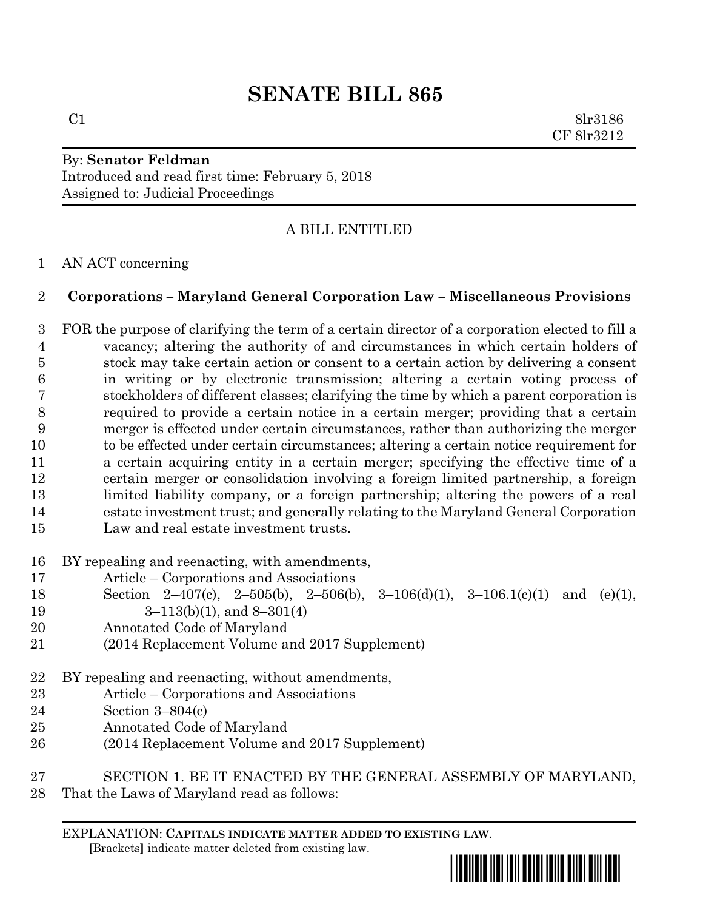# SENATE BILL 865

C1 8lr3186
CF 8lr3212

By: **Senator Feldman**
Introduced and read first time: February 5, 2018
Assigned to: Judicial Proceedings

A BILL ENTITLED

AN ACT concerning

**Corporations – Maryland General Corporation Law – Miscellaneous Provisions**

FOR the purpose of clarifying the term of a certain director of a corporation elected to fill a vacancy; altering the authority of and circumstances in which certain holders of stock may take certain action or consent to a certain action by delivering a consent in writing or by electronic transmission; altering a certain voting process of stockholders of different classes; clarifying the time by which a parent corporation is required to provide a certain notice in a certain merger; providing that a certain merger is effected under certain circumstances, rather than authorizing the merger to be effected under certain circumstances; altering a certain notice requirement for a certain acquiring entity in a certain merger; specifying the effective time of a certain merger or consolidation involving a foreign limited partnership, a foreign limited liability company, or a foreign partnership; altering the powers of a real estate investment trust; and generally relating to the Maryland General Corporation Law and real estate investment trusts.

BY repealing and reenacting, with amendments,
Article – Corporations and Associations
Section 2–407(c), 2–505(b), 2–506(b), 3–106(d)(1), 3–106.1(c)(1) and (e)(1), 3–113(b)(1), and 8–301(4)
Annotated Code of Maryland
(2014 Replacement Volume and 2017 Supplement)

BY repealing and reenacting, without amendments,
Article – Corporations and Associations
Section 3–804(c)
Annotated Code of Maryland
(2014 Replacement Volume and 2017 Supplement)

SECTION 1. BE IT ENACTED BY THE GENERAL ASSEMBLY OF MARYLAND, That the Laws of Maryland read as follows:

EXPLANATION: **CAPITALS INDICATE MATTER ADDED TO EXISTING LAW.**
**[**Brackets**]** indicate matter deleted from existing law.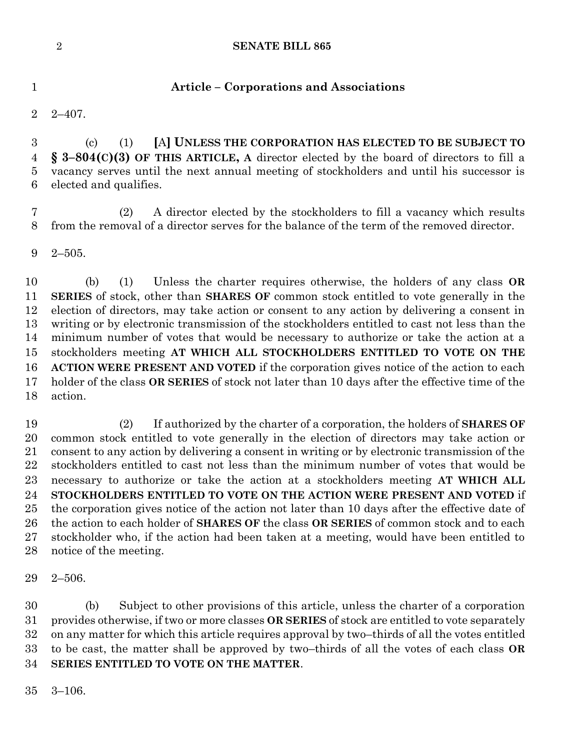## Article – Corporations and Associations

2–407.

(c) (1) **[**A**] UNLESS THE CORPORATION HAS ELECTED TO BE SUBJECT TO § 3–804(C)(3) OF THIS ARTICLE, A** director elected by the board of directors to fill a vacancy serves until the next annual meeting of stockholders and until his successor is elected and qualifies.

(2) A director elected by the stockholders to fill a vacancy which results from the removal of a director serves for the balance of the term of the removed director.

2–505.

(b) (1) Unless the charter requires otherwise, the holders of any class **OR SERIES** of stock, other than **SHARES OF** common stock entitled to vote generally in the election of directors, may take action or consent to any action by delivering a consent in writing or by electronic transmission of the stockholders entitled to cast not less than the minimum number of votes that would be necessary to authorize or take the action at a stockholders meeting **AT WHICH ALL STOCKHOLDERS ENTITLED TO VOTE ON THE ACTION WERE PRESENT AND VOTED** if the corporation gives notice of the action to each holder of the class **OR SERIES** of stock not later than 10 days after the effective time of the action.

(2) If authorized by the charter of a corporation, the holders of **SHARES OF** common stock entitled to vote generally in the election of directors may take action or consent to any action by delivering a consent in writing or by electronic transmission of the stockholders entitled to cast not less than the minimum number of votes that would be necessary to authorize or take the action at a stockholders meeting **AT WHICH ALL STOCKHOLDERS ENTITLED TO VOTE ON THE ACTION WERE PRESENT AND VOTED** if the corporation gives notice of the action not later than 10 days after the effective date of the action to each holder of **SHARES OF** the class **OR SERIES** of common stock and to each stockholder who, if the action had been taken at a meeting, would have been entitled to notice of the meeting.

2–506.

(b) Subject to other provisions of this article, unless the charter of a corporation provides otherwise, if two or more classes **OR SERIES** of stock are entitled to vote separately on any matter for which this article requires approval by two–thirds of all the votes entitled to be cast, the matter shall be approved by two–thirds of all the votes of each class **OR SERIES ENTITLED TO VOTE ON THE MATTER**.

3–106.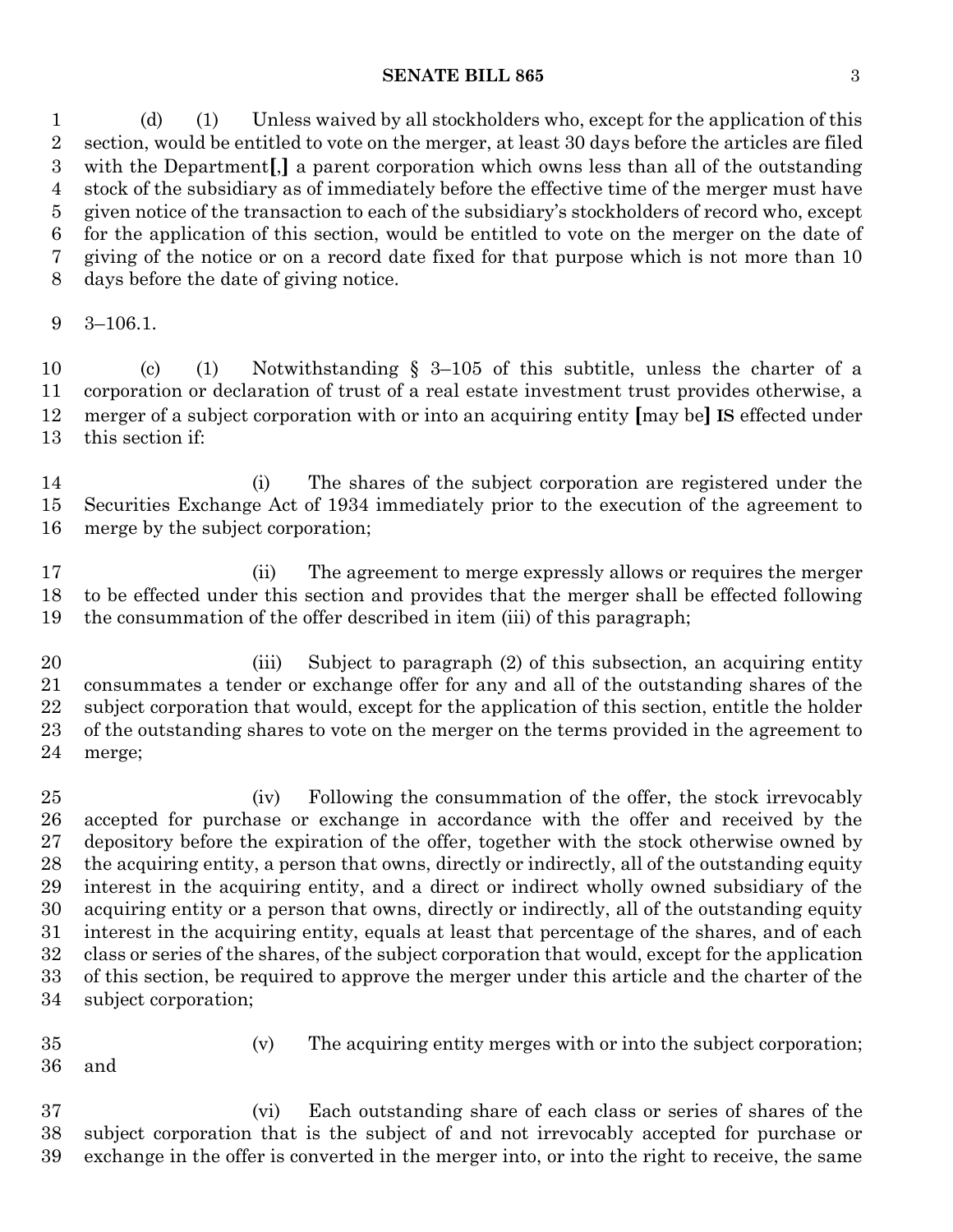(d) (1) Unless waived by all stockholders who, except for the application of this section, would be entitled to vote on the merger, at least 30 days before the articles are filed with the Department[,] a parent corporation which owns less than all of the outstanding stock of the subsidiary as of immediately before the effective time of the merger must have given notice of the transaction to each of the subsidiary's stockholders of record who, except for the application of this section, would be entitled to vote on the merger on the date of giving of the notice or on a record date fixed for that purpose which is not more than 10 days before the date of giving notice.

3–106.1.

(c) (1) Notwithstanding § 3–105 of this subtitle, unless the charter of a corporation or declaration of trust of a real estate investment trust provides otherwise, a merger of a subject corporation with or into an acquiring entity [may be] **IS** effected under this section if:

(i) The shares of the subject corporation are registered under the Securities Exchange Act of 1934 immediately prior to the execution of the agreement to merge by the subject corporation;

(ii) The agreement to merge expressly allows or requires the merger to be effected under this section and provides that the merger shall be effected following the consummation of the offer described in item (iii) of this paragraph;

(iii) Subject to paragraph (2) of this subsection, an acquiring entity consummates a tender or exchange offer for any and all of the outstanding shares of the subject corporation that would, except for the application of this section, entitle the holder of the outstanding shares to vote on the merger on the terms provided in the agreement to merge;

(iv) Following the consummation of the offer, the stock irrevocably accepted for purchase or exchange in accordance with the offer and received by the depository before the expiration of the offer, together with the stock otherwise owned by the acquiring entity, a person that owns, directly or indirectly, all of the outstanding equity interest in the acquiring entity, and a direct or indirect wholly owned subsidiary of the acquiring entity or a person that owns, directly or indirectly, all of the outstanding equity interest in the acquiring entity, equals at least that percentage of the shares, and of each class or series of the shares, of the subject corporation that would, except for the application of this section, be required to approve the merger under this article and the charter of the subject corporation;

(v) The acquiring entity merges with or into the subject corporation; and

(vi) Each outstanding share of each class or series of shares of the subject corporation that is the subject of and not irrevocably accepted for purchase or exchange in the offer is converted in the merger into, or into the right to receive, the same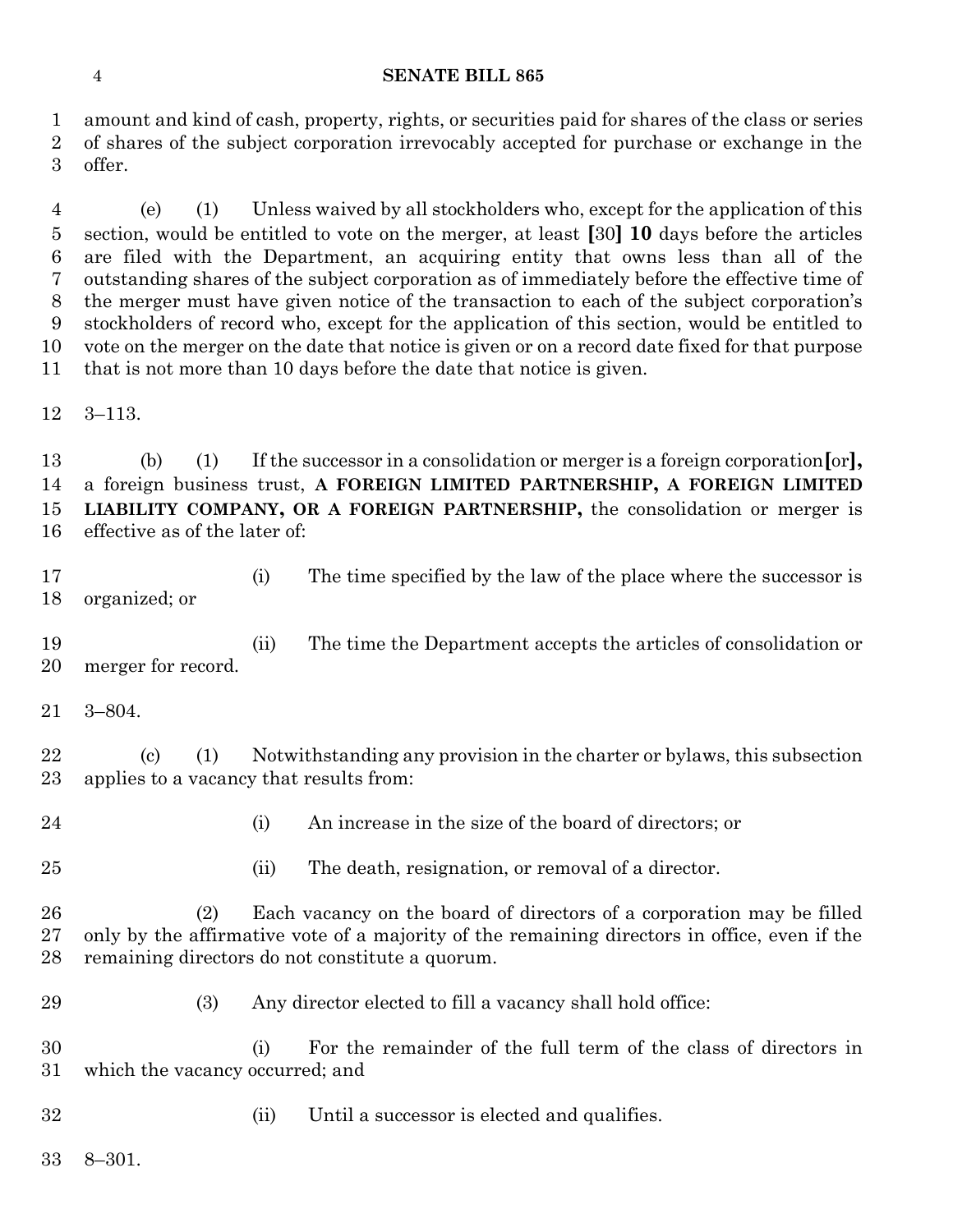amount and kind of cash, property, rights, or securities paid for shares of the class or series of shares of the subject corporation irrevocably accepted for purchase or exchange in the offer.

(e) (1) Unless waived by all stockholders who, except for the application of this section, would be entitled to vote on the merger, at least [30] **10** days before the articles are filed with the Department, an acquiring entity that owns less than all of the outstanding shares of the subject corporation as of immediately before the effective time of the merger must have given notice of the transaction to each of the subject corporation's stockholders of record who, except for the application of this section, would be entitled to vote on the merger on the date that notice is given or on a record date fixed for that purpose that is not more than 10 days before the date that notice is given.

3–113.

(b) (1) If the successor in a consolidation or merger is a foreign corporation[or]**,** a foreign business trust, **A FOREIGN LIMITED PARTNERSHIP, A FOREIGN LIMITED LIABILITY COMPANY, OR A FOREIGN PARTNERSHIP,** the consolidation or merger is effective as of the later of:

(i) The time specified by the law of the place where the successor is organized; or

(ii) The time the Department accepts the articles of consolidation or merger for record.

3–804.

(c) (1) Notwithstanding any provision in the charter or bylaws, this subsection applies to a vacancy that results from:

(i) An increase in the size of the board of directors; or

(ii) The death, resignation, or removal of a director.

(2) Each vacancy on the board of directors of a corporation may be filled only by the affirmative vote of a majority of the remaining directors in office, even if the remaining directors do not constitute a quorum.

(3) Any director elected to fill a vacancy shall hold office:

(i) For the remainder of the full term of the class of directors in which the vacancy occurred; and

(ii) Until a successor is elected and qualifies.

8–301.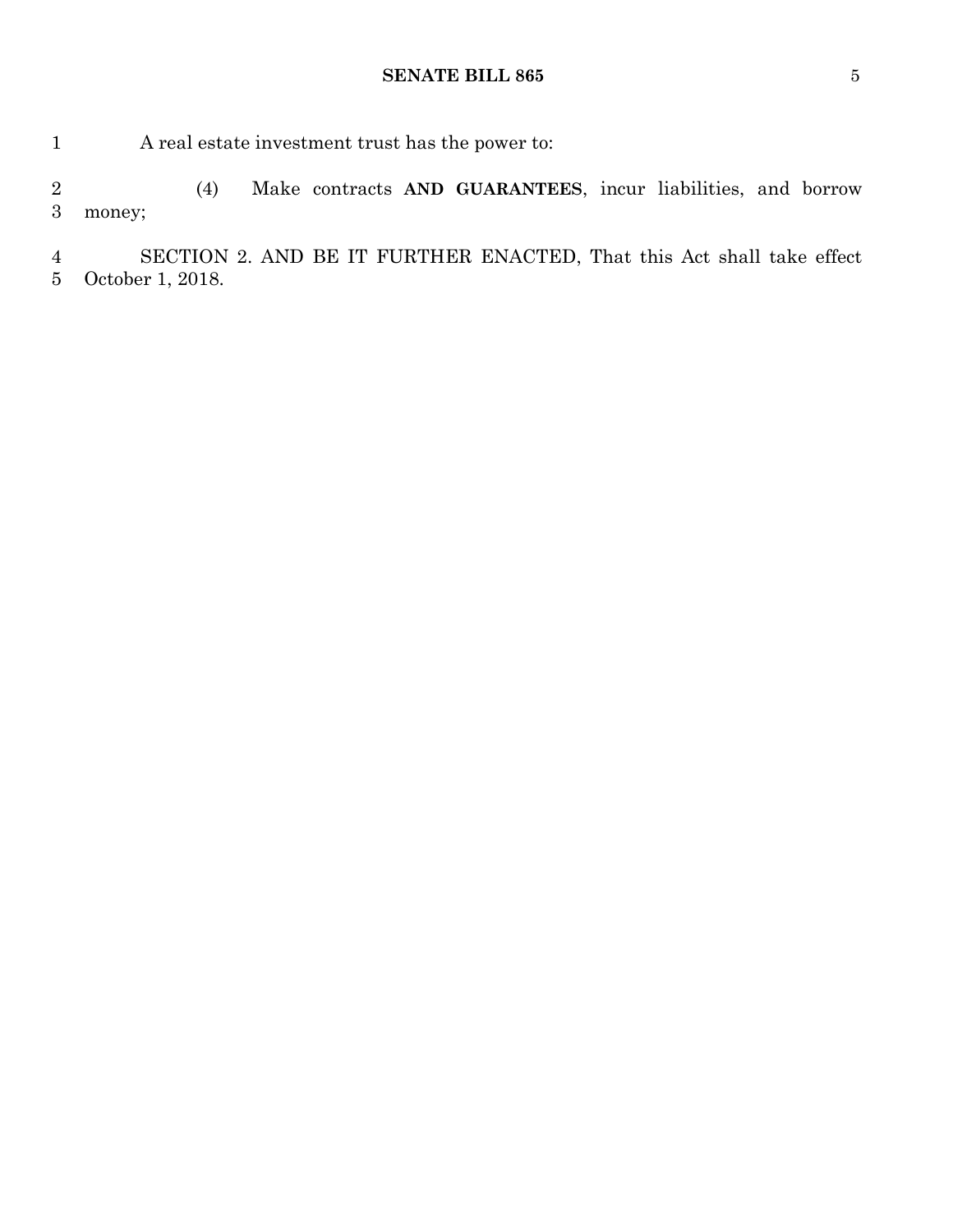A real estate investment trust has the power to:

(4) Make contracts **AND GUARANTEES**, incur liabilities, and borrow money;

SECTION 2. AND BE IT FURTHER ENACTED, That this Act shall take effect October 1, 2018.